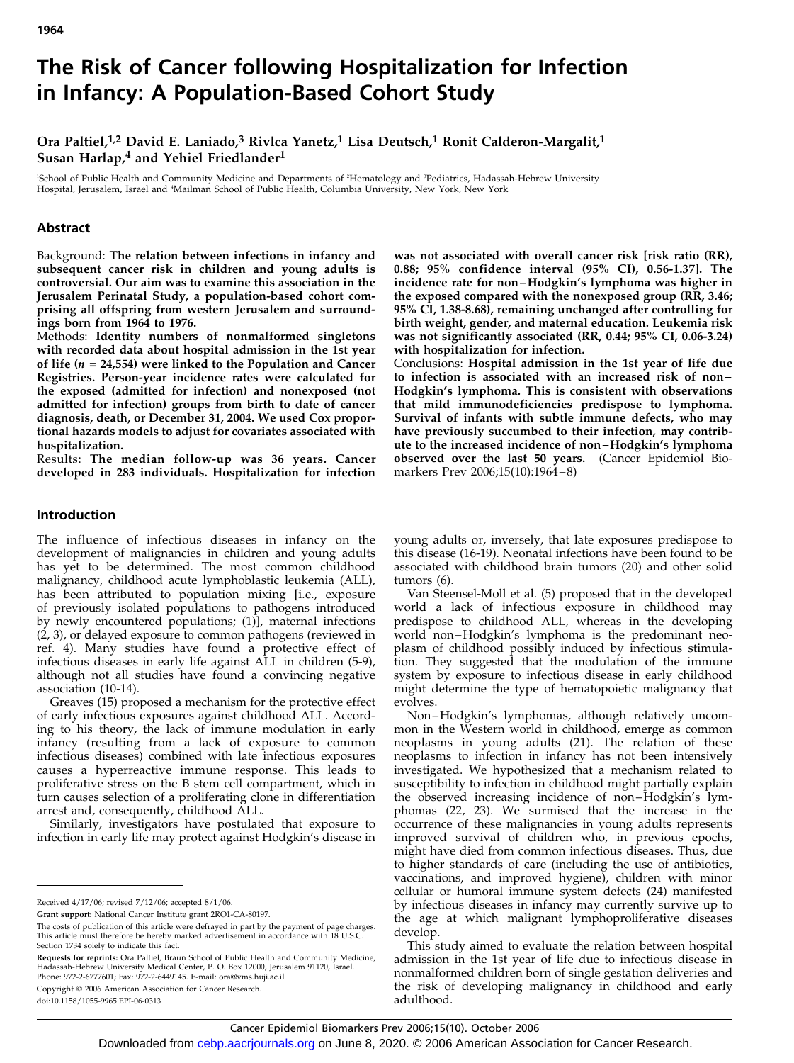# The Risk of Cancer following Hospitalization for Infection in Infancy: A Population-Based Cohort Study

**Ora Paltiel,[1,2] David E. Laniado,[3] Rivlca Yanetz,[1] Lisa Deutsch,[1] Ronit Calderon-Margalit,[1] Susan Harlap,[4] and Yehiel Friedlander[1]**

[1]School of Public Health and Community Medicine and Departments of [2]Hematology and [3]Pediatrics, Hadassah-Hebrew University Hospital, Jerusalem, Israel and [4]Mailman School of Public Health, Columbia University, New York, New York

## Abstract

Background: **The relation between infections in infancy and subsequent cancer risk in children and young adults is controversial. Our aim was to examine this association in the Jerusalem Perinatal Study, a population-based cohort comprising all offspring from western Jerusalem and surroundings born from 1964 to 1976.**

Methods: **Identity numbers of nonmalformed singletons with recorded data about hospital admission in the 1st year of life ($n$ = 24,554) were linked to the Population and Cancer Registries. Person-year incidence rates were calculated for the exposed (admitted for infection) and nonexposed (not admitted for infection) groups from birth to date of cancer diagnosis, death, or December 31, 2004. We used Cox proportional hazards models to adjust for covariates associated with hospitalization.**

Results: **The median follow-up was 36 years. Cancer developed in 283 individuals. Hospitalization for infection was not associated with overall cancer risk [risk ratio (RR), 0.88; 95% confidence interval (95% CI), 0.56-1.37]. The incidence rate for non–Hodgkin's lymphoma was higher in the exposed compared with the nonexposed group (RR, 3.46; 95% CI, 1.38-8.68), remaining unchanged after controlling for birth weight, gender, and maternal education. Leukemia risk was not significantly associated (RR, 0.44; 95% CI, 0.06-3.24) with hospitalization for infection.**

Conclusions: **Hospital admission in the 1st year of life due to infection is associated with an increased risk of non–Hodgkin's lymphoma. This is consistent with observations that mild immunodeficiencies predispose to lymphoma. Survival of infants with subtle immune defects, who may have previously succumbed to their infection, may contribute to the increased incidence of non–Hodgkin's lymphoma observed over the last 50 years.** (Cancer Epidemiol Biomarkers Prev 2006;15(10):1964–8)

## Introduction

The influence of infectious diseases in infancy on the development of malignancies in children and young adults has yet to be determined. The most common childhood malignancy, childhood acute lymphoblastic leukemia (ALL), has been attributed to population mixing [i.e., exposure of previously isolated populations to pathogens introduced by newly encountered populations; (1)], maternal infections (2, 3), or delayed exposure to common pathogens (reviewed in ref. 4). Many studies have found a protective effect of infectious diseases in early life against ALL in children (5-9), although not all studies have found a convincing negative association (10-14).

Greaves (15) proposed a mechanism for the protective effect of early infectious exposures against childhood ALL. According to his theory, the lack of immune modulation in early infancy (resulting from a lack of exposure to common infectious diseases) combined with late infectious exposures causes a hyperreactive immune response. This leads to proliferative stress on the B stem cell compartment, which in turn causes selection of a proliferating clone in differentiation arrest and, consequently, childhood ALL.

Similarly, investigators have postulated that exposure to infection in early life may protect against Hodgkin's disease in young adults or, inversely, that late exposures predispose to this disease (16-19). Neonatal infections have been found to be associated with childhood brain tumors (20) and other solid tumors (6).

Van Steensel-Moll et al. (5) proposed that in the developed world a lack of infectious exposure in childhood may predispose to childhood ALL, whereas in the developing world non–Hodgkin's lymphoma is the predominant neoplasm of childhood possibly induced by infectious stimulation. They suggested that the modulation of the immune system by exposure to infectious disease in early childhood might determine the type of hematopoietic malignancy that evolves.

Non–Hodgkin's lymphomas, although relatively uncommon in the Western world in childhood, emerge as common neoplasms in young adults (21). The relation of these neoplasms to infection in infancy has not been intensively investigated. We hypothesized that a mechanism related to susceptibility to infection in childhood might partially explain the observed increasing incidence of non–Hodgkin's lymphomas (22, 23). We surmised that the increase in the occurrence of these malignancies in young adults represents improved survival of children who, in previous epochs, might have died from common infectious diseases. Thus, due to higher standards of care (including the use of antibiotics, vaccinations, and improved hygiene), children with minor cellular or humoral immune system defects (24) manifested by infectious diseases in infancy may currently survive up to the age at which malignant lymphoproliferative diseases develop.

This study aimed to evaluate the relation between hospital admission in the 1st year of life due to infectious disease in nonmalformed children born of single gestation deliveries and the risk of developing malignancy in childhood and early adulthood.

Received 4/17/06; revised 7/12/06; accepted 8/1/06.

**Grant support:** National Cancer Institute grant 2RO1-CA-80197.

The costs of publication of this article were defrayed in part by the payment of page charges. This article must therefore be hereby marked advertisement in accordance with 18 U.S.C. Section 1734 solely to indicate this fact.

**Requests for reprints:** Ora Paltiel, Braun School of Public Health and Community Medicine, Hadassah-Hebrew University Medical Center, P. O. Box 12000, Jerusalem 91120, Israel. Phone: 972-2-6777601; Fax: 972-2-6449145. E-mail: ora@vms.huji.ac.il

Copyright © 2006 American Association for Cancer Research.

doi:10.1158/1055-9965.EPI-06-0313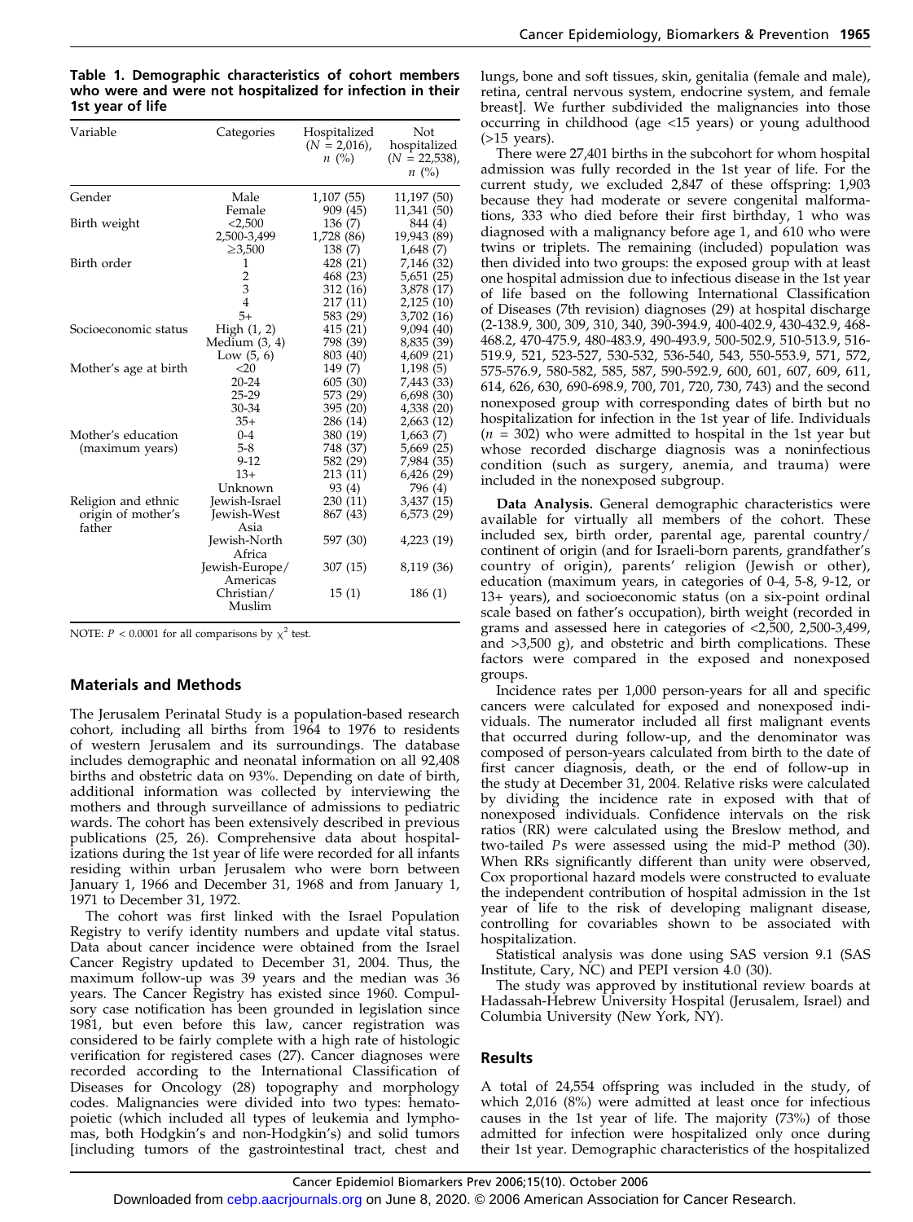**Table 1. Demographic characteristics of cohort members who were and were not hospitalized for infection in their 1st year of life**

| Variable | Categories | Hospitalized ($N$ = 2,016), $n$ (%) | Not hospitalized ($N$ = 22,538), $n$ (%) |
|---|---|---|---|
| Gender | Male | 1,107 (55) | 11,197 (50) |
| | Female | 909 (45) | 11,341 (50) |
| Birth weight | <2,500 | 136 (7) | 844 (4) |
| | 2,500-3,499 | 1,728 (86) | 19,943 (89) |
| | ≥3,500 | 138 (7) | 1,648 (7) |
| Birth order | 1 | 428 (21) | 7,146 (32) |
| | 2 | 468 (23) | 5,651 (25) |
| | 3 | 312 (16) | 3,878 (17) |
| | 4 | 217 (11) | 2,125 (10) |
| | 5+ | 583 (29) | 3,702 (16) |
| Socioeconomic status | High (1, 2) | 415 (21) | 9,094 (40) |
| | Medium (3, 4) | 798 (39) | 8,835 (39) |
| | Low (5, 6) | 803 (40) | 4,609 (21) |
| Mother's age at birth | <20 | 149 (7) | 1,198 (5) |
| | 20-24 | 605 (30) | 7,443 (33) |
| | 25-29 | 573 (29) | 6,698 (30) |
| | 30-34 | 395 (20) | 4,338 (20) |
| | 35+ | 286 (14) | 2,663 (12) |
| Mother's education (maximum years) | 0-4 | 380 (19) | 1,663 (7) |
| | 5-8 | 748 (37) | 5,669 (25) |
| | 9-12 | 582 (29) | 7,984 (35) |
| | 13+ | 213 (11) | 6,426 (29) |
| | Unknown | 93 (4) | 796 (4) |
| Religion and ethnic origin of mother's father | Jewish-Israel | 230 (11) | 3,437 (15) |
| | Jewish-West Asia | 867 (43) | 6,573 (29) |
| | Jewish-North Africa | 597 (30) | 4,223 (19) |
| | Jewish-Europe/ Americas | 307 (15) | 8,119 (36) |
| | Christian/ Muslim | 15 (1) | 186 (1) |

NOTE: $P$ < 0.0001 for all comparisons by $\chi^2$ test.

## Materials and Methods

The Jerusalem Perinatal Study is a population-based research cohort, including all births from 1964 to 1976 to residents of western Jerusalem and its surroundings. The database includes demographic and neonatal information on all 92,408 births and obstetric data on 93%. Depending on date of birth, additional information was collected by interviewing the mothers and through surveillance of admissions to pediatric wards. The cohort has been extensively described in previous publications (25, 26). Comprehensive data about hospitalizations during the 1st year of life were recorded for all infants residing within urban Jerusalem who were born between January 1, 1966 and December 31, 1968 and from January 1, 1971 to December 31, 1972.

The cohort was first linked with the Israel Population Registry to verify identity numbers and update vital status. Data about cancer incidence were obtained from the Israel Cancer Registry updated to December 31, 2004. Thus, the maximum follow-up was 39 years and the median was 36 years. The Cancer Registry has existed since 1960. Compulsory case notification has been grounded in legislation since 1981, but even before this law, cancer registration was considered to be fairly complete with a high rate of histologic verification for registered cases (27). Cancer diagnoses were recorded according to the International Classification of Diseases for Oncology (28) topography and morphology codes. Malignancies were divided into two types: hematopoietic (which included all types of leukemia and lymphomas, both Hodgkin's and non-Hodgkin's) and solid tumors [including tumors of the gastrointestinal tract, chest and lungs, bone and soft tissues, skin, genitalia (female and male), retina, central nervous system, endocrine system, and female breast]. We further subdivided the malignancies into those occurring in childhood (age <15 years) or young adulthood (>15 years).

There were 27,401 births in the subcohort for whom hospital admission was fully recorded in the 1st year of life. For the current study, we excluded 2,847 of these offspring: 1,903 because they had moderate or severe congenital malformations, 333 who died before their first birthday, 1 who was diagnosed with a malignancy before age 1, and 610 who were twins or triplets. The remaining (included) population was then divided into two groups: the exposed group with at least one hospital admission due to infectious disease in the 1st year of life based on the following International Classification of Diseases (7th revision) diagnoses (29) at hospital discharge (2-138.9, 300, 309, 310, 340, 390-394.9, 400-402.9, 430-432.9, 468-468.2, 470-475.9, 480-483.9, 490-493.9, 500-502.9, 510-513.9, 516-519.9, 521, 523-527, 530-532, 536-540, 543, 550-553.9, 571, 572, 575-576.9, 580-582, 585, 587, 590-592.9, 600, 601, 607, 609, 611, 614, 626, 630, 690-698.9, 700, 701, 720, 730, 743) and the second nonexposed group with corresponding dates of birth but no hospitalization for infection in the 1st year of life. Individuals ($n$ = 302) who were admitted to hospital in the 1st year but whose recorded discharge diagnosis was a noninfectious condition (such as surgery, anemia, and trauma) were included in the nonexposed subgroup.

**Data Analysis.** General demographic characteristics were available for virtually all members of the cohort. These included sex, birth order, parental age, parental country/continent of origin (and for Israeli-born parents, grandfather's country of origin), parents' religion (Jewish or other), education (maximum years, in categories of 0-4, 5-8, 9-12, or 13+ years), and socioeconomic status (on a six-point ordinal scale based on father's occupation), birth weight (recorded in grams and assessed here in categories of <2,500, 2,500-3,499, and >3,500 g), and obstetric and birth complications. These factors were compared in the exposed and nonexposed groups.

Incidence rates per 1,000 person-years for all and specific cancers were calculated for exposed and nonexposed individuals. The numerator included all first malignant events that occurred during follow-up, and the denominator was composed of person-years calculated from birth to the date of first cancer diagnosis, death, or the end of follow-up in the study at December 31, 2004. Relative risks were calculated by dividing the incidence rate in exposed with that of nonexposed individuals. Confidence intervals on the risk ratios (RR) were calculated using the Breslow method, and two-tailed $P$s were assessed using the mid-P method (30). When RRs significantly different than unity were observed, Cox proportional hazard models were constructed to evaluate the independent contribution of hospital admission in the 1st year of life to the risk of developing malignant disease, controlling for covariables shown to be associated with hospitalization.

Statistical analysis was done using SAS version 9.1 (SAS Institute, Cary, NC) and PEPI version 4.0 (30).

The study was approved by institutional review boards at Hadassah-Hebrew University Hospital (Jerusalem, Israel) and Columbia University (New York, NY).

## Results

A total of 24,554 offspring was included in the study, of which 2,016 (8%) were admitted at least once for infectious causes in the 1st year of life. The majority (73%) of those admitted for infection were hospitalized only once during their 1st year. Demographic characteristics of the hospitalized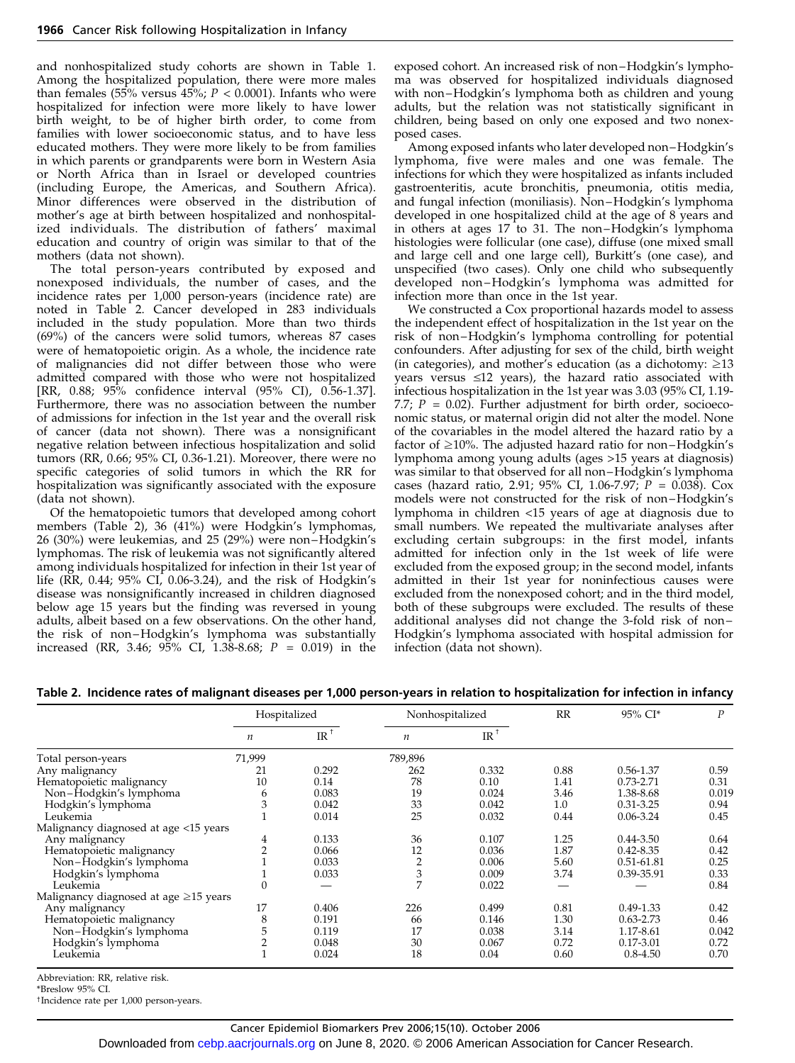and nonhospitalized study cohorts are shown in Table 1. Among the hospitalized population, there were more males than females (55% versus 45%; $P < 0.0001$). Infants who were hospitalized for infection were more likely to have lower birth weight, to be of higher birth order, to come from families with lower socioeconomic status, and to have less educated mothers. They were more likely to be from families in which parents or grandparents were born in Western Asia or North Africa than in Israel or developed countries (including Europe, the Americas, and Southern Africa). Minor differences were observed in the distribution of mother's age at birth between hospitalized and nonhospitalized individuals. The distribution of fathers' maximal education and country of origin was similar to that of the mothers (data not shown).

The total person-years contributed by exposed and nonexposed individuals, the number of cases, and the incidence rates per 1,000 person-years (incidence rate) are noted in Table 2. Cancer developed in 283 individuals included in the study population. More than two thirds (69%) of the cancers were solid tumors, whereas 87 cases were of hematopoietic origin. As a whole, the incidence rate of malignancies did not differ between those who were admitted compared with those who were not hospitalized [RR, 0.88; 95% confidence interval (95% CI), 0.56-1.37]. Furthermore, there was no association between the number of admissions for infection in the 1st year and the overall risk of cancer (data not shown). There was a nonsignificant negative relation between infectious hospitalization and solid tumors (RR, 0.66; 95% CI, 0.36-1.21). Moreover, there were no specific categories of solid tumors in which the RR for hospitalization was significantly associated with the exposure (data not shown).

Of the hematopoietic tumors that developed among cohort members (Table 2), 36 (41%) were Hodgkin's lymphomas, 26 (30%) were leukemias, and 25 (29%) were non–Hodgkin's lymphomas. The risk of leukemia was not significantly altered among individuals hospitalized for infection in their 1st year of life (RR, 0.44; 95% CI, 0.06-3.24), and the risk of Hodgkin's disease was nonsignificantly increased in children diagnosed below age 15 years but the finding was reversed in young adults, albeit based on a few observations. On the other hand, the risk of non–Hodgkin's lymphoma was substantially increased (RR, 3.46; 95% CI, 1.38-8.68; $P = 0.019$) in the exposed cohort. An increased risk of non–Hodgkin's lymphoma was observed for hospitalized individuals diagnosed with non–Hodgkin's lymphoma both as children and young adults, but the relation was not statistically significant in children, being based on only one exposed and two nonexposed cases.

Among exposed infants who later developed non–Hodgkin's lymphoma, five were males and one was female. The infections for which they were hospitalized as infants included gastroenteritis, acute bronchitis, pneumonia, otitis media, and fungal infection (moniliasis). Non–Hodgkin's lymphoma developed in one hospitalized child at the age of 8 years and in others at ages 17 to 31. The non–Hodgkin's lymphoma histologies were follicular (one case), diffuse (one mixed small and large cell and one large cell), Burkitt's (one case), and unspecified (two cases). Only one child who subsequently developed non–Hodgkin's lymphoma was admitted for infection more than once in the 1st year.

We constructed a Cox proportional hazards model to assess the independent effect of hospitalization in the 1st year on the risk of non–Hodgkin's lymphoma controlling for potential confounders. After adjusting for sex of the child, birth weight (in categories), and mother's education (as a dichotomy: ≥13 years versus ≤12 years), the hazard ratio associated with infectious hospitalization in the 1st year was 3.03 (95% CI, 1.19-7.7; $P = 0.02$). Further adjustment for birth order, socioeconomic status, or maternal origin did not alter the model. None of the covariables in the model altered the hazard ratio by a factor of ≥10%. The adjusted hazard ratio for non–Hodgkin's lymphoma among young adults (ages >15 years at diagnosis) was similar to that observed for all non–Hodgkin's lymphoma cases (hazard ratio, 2.91; 95% CI, 1.06-7.97; $P = 0.038$). Cox models were not constructed for the risk of non–Hodgkin's lymphoma in children <15 years of age at diagnosis due to small numbers. We repeated the multivariate analyses after excluding certain subgroups: in the first model, infants admitted for infection only in the 1st week of life were excluded from the exposed group; in the second model, infants admitted in their 1st year for noninfectious causes were excluded from the nonexposed cohort; and in the third model, both of these subgroups were excluded. The results of these additional analyses did not change the 3-fold risk of non–Hodgkin's lymphoma associated with hospital admission for infection (data not shown).

**Table 2. Incidence rates of malignant diseases per 1,000 person-years in relation to hospitalization for infection in infancy**

| | Hospitalized | | Nonhospitalized | | RR | 95% CI* | P |
|---|---|---|---|---|---|---|---|
| | n | IR† | n | IR† | | | |
| Total person-years | 71,999 | | 789,896 | | | | |
| Any malignancy | 21 | 0.292 | 262 | 0.332 | 0.88 | 0.56-1.37 | 0.59 |
| Hematopoietic malignancy | 10 | 0.14 | 78 | 0.10 | 1.41 | 0.73-2.71 | 0.31 |
| Non–Hodgkin's lymphoma | 6 | 0.083 | 19 | 0.024 | 3.46 | 1.38-8.68 | 0.019 |
| Hodgkin's lymphoma | 3 | 0.042 | 33 | 0.042 | 1.0 | 0.31-3.25 | 0.94 |
| Leukemia | 1 | 0.014 | 25 | 0.032 | 0.44 | 0.06-3.24 | 0.45 |
| Malignancy diagnosed at age <15 years | | | | | | | |
| Any malignancy | 4 | 0.133 | 36 | 0.107 | 1.25 | 0.44-3.50 | 0.64 |
| Hematopoietic malignancy | 2 | 0.066 | 12 | 0.036 | 1.87 | 0.42-8.35 | 0.42 |
| Non–Hodgkin's lymphoma | 1 | 0.033 | 2 | 0.006 | 5.60 | 0.51-61.81 | 0.25 |
| Hodgkin's lymphoma | 1 | 0.033 | 3 | 0.009 | 3.74 | 0.39-35.91 | 0.33 |
| Leukemia | 0 | — | 7 | 0.022 | — | — | 0.84 |
| Malignancy diagnosed at age ≥15 years | | | | | | | |
| Any malignancy | 17 | 0.406 | 226 | 0.499 | 0.81 | 0.49-1.33 | 0.42 |
| Hematopoietic malignancy | 8 | 0.191 | 66 | 0.146 | 1.30 | 0.63-2.73 | 0.46 |
| Non–Hodgkin's lymphoma | 5 | 0.119 | 17 | 0.038 | 3.14 | 1.17-8.61 | 0.042 |
| Hodgkin's lymphoma | 2 | 0.048 | 30 | 0.067 | 0.72 | 0.17-3.01 | 0.72 |
| Leukemia | 1 | 0.024 | 18 | 0.04 | 0.60 | 0.8-4.50 | 0.70 |

Abbreviation: RR, relative risk.
*Breslow 95% CI.
†Incidence rate per 1,000 person-years.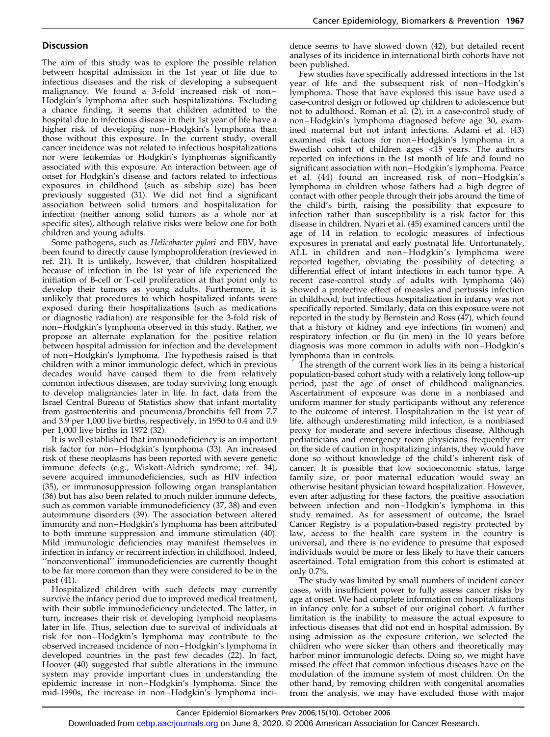## Discussion

The aim of this study was to explore the possible relation between hospital admission in the 1st year of life due to infectious diseases and the risk of developing a subsequent malignancy. We found a 3-fold increased risk of non–Hodgkin's lymphoma after such hospitalizations. Excluding a chance finding, it seems that children admitted to the hospital due to infectious disease in their 1st year of life have a higher risk of developing non–Hodgkin's lymphoma than those without this exposure. In the current study, overall cancer incidence was not related to infectious hospitalizations nor were leukemias or Hodgkin's lymphomas significantly associated with this exposure. An interaction between age of onset for Hodgkin's disease and factors related to infectious exposures in childhood (such as sibship size) has been previously suggested (31). We did not find a significant association between solid tumors and hospitalization for infection (neither among solid tumors as a whole nor at specific sites), although relative risks were below one for both children and young adults.

Some pathogens, such as *Helicobacter pylori* and EBV, have been found to directly cause lymphoproliferation (reviewed in ref. 21). It is unlikely, however, that children hospitalized because of infection in the 1st year of life experienced the initiation of B-cell or T-cell proliferation at that point only to develop their tumors as young adults. Furthermore, it is unlikely that procedures to which hospitalized infants were exposed during their hospitalizations (such as medications or diagnostic radiation) are responsible for the 3-fold risk of non–Hodgkin's lymphoma observed in this study. Rather, we propose an alternate explanation for the positive relation between hospital admission for infection and the development of non–Hodgkin's lymphoma. The hypothesis raised is that children with a minor immunologic defect, which in previous decades would have caused them to die from relatively common infectious diseases, are today surviving long enough to develop malignancies later in life. In fact, data from the Israel Central Bureau of Statistics show that infant mortality from gastroenteritis and pneumonia/bronchitis fell from 7.7 and 3.9 per 1,000 live births, respectively, in 1950 to 0.4 and 0.9 per 1,000 live births in 1972 (32).

It is well established that immunodeficiency is an important risk factor for non–Hodgkin's lymphoma (33). An increased risk of these neoplasms has been reported with severe genetic immune defects (e.g., Wiskott-Aldrich syndrome; ref. 34), severe acquired immunodeficiencies, such as HIV infection (35), or immunosuppression following organ transplantation (36) but has also been related to much milder immune defects, such as common variable immunodeficiency (37, 38) and even autoimmune disorders (39). The association between altered immunity and non–Hodgkin's lymphoma has been attributed to both immune suppression and immune stimulation (40). Mild immunologic deficiencies may manifest themselves in infection in infancy or recurrent infection in childhood. Indeed, ''nonconventional'' immunodeficiencies are currently thought to be far more common than they were considered to be in the past (41).

Hospitalized children with such defects may currently survive the infancy period due to improved medical treatment, with their subtle immunodeficiency undetected. The latter, in turn, increases their risk of developing lymphoid neoplasms later in life. Thus, selection due to survival of individuals at risk for non–Hodgkin's lymphoma may contribute to the observed increased incidence of non–Hodgkin's lymphoma in developed countries in the past few decades (22). In fact, Hoover (40) suggested that subtle alterations in the immune system may provide important clues in understanding the epidemic increase in non–Hodgkin's lymphoma. Since the mid-1990s, the increase in non–Hodgkin's lymphoma incidence seems to have slowed down (42), but detailed recent analyses of its incidence in international birth cohorts have not been published.

Few studies have specifically addressed infections in the 1st year of life and the subsequent risk of non–Hodgkin's lymphoma. Those that have explored this issue have used a case-control design or followed up children to adolescence but not to adulthood. Roman et al. (2), in a case-control study of non–Hodgkin's lymphoma diagnosed before age 30, examined maternal but not infant infections. Adami et al. (43) examined risk factors for non–Hodgkin's lymphoma in a Swedish cohort of children ages <15 years. The authors reported on infections in the 1st month of life and found no significant association with non–Hodgkin's lymphoma. Pearce et al. (44) found an increased risk of non–Hodgkin's lymphoma in children whose fathers had a high degree of contact with other people through their jobs around the time of the child's birth, raising the possibility that exposure to infection rather than susceptibility is a risk factor for this disease in children. Nyari et al. (45) examined cancers until the age of 14 in relation to ecologic measures of infectious exposures in prenatal and early postnatal life. Unfortunately, ALL in children and non–Hodgkin's lymphoma were reported together, obviating the possibility of detecting a differential effect of infant infections in each tumor type. A recent case-control study of adults with lymphoma (46) showed a protective effect of measles and pertussis infection in childhood, but infectious hospitalization in infancy was not specifically reported. Similarly, data on this exposure were not reported in the study by Bernstein and Ross (47), which found that a history of kidney and eye infections (in women) and respiratory infection or flu (in men) in the 10 years before diagnosis was more common in adults with non–Hodgkin's lymphoma than in controls.

The strength of the current work lies in its being a historical population-based cohort study with a relatively long follow-up period, past the age of onset of childhood malignancies. Ascertainment of exposure was done in a nonbiased and uniform manner for study participants without any reference to the outcome of interest. Hospitalization in the 1st year of life, although underestimating mild infection, is a nonbiased proxy for moderate and severe infectious disease. Although pediatricians and emergency room physicians frequently err on the side of caution in hospitalizing infants, they would have done so without knowledge of the child's inherent risk of cancer. It is possible that low socioeconomic status, large family size, or poor maternal education would sway an otherwise hesitant physician toward hospitalization. However, even after adjusting for these factors, the positive association between infection and non–Hodgkin's lymphoma in this study remained. As for assessment of outcome, the Israel Cancer Registry is a population-based registry protected by law, access to the health care system in the country is universal, and there is no evidence to presume that exposed individuals would be more or less likely to have their cancers ascertained. Total emigration from this cohort is estimated at only 0.7%.

The study was limited by small numbers of incident cancer cases, with insufficient power to fully assess cancer risks by age at onset. We had complete information on hospitalizations in infancy only for a subset of our original cohort. A further limitation is the inability to measure the actual exposure to infectious diseases that did not end in hospital admission. By using admission as the exposure criterion, we selected the children who were sicker than others and theoretically may harbor minor immunologic defects. Doing so, we might have missed the effect that common infectious diseases have on the modulation of the immune system of most children. On the other hand, by removing children with congenital anomalies from the analysis, we may have excluded those with major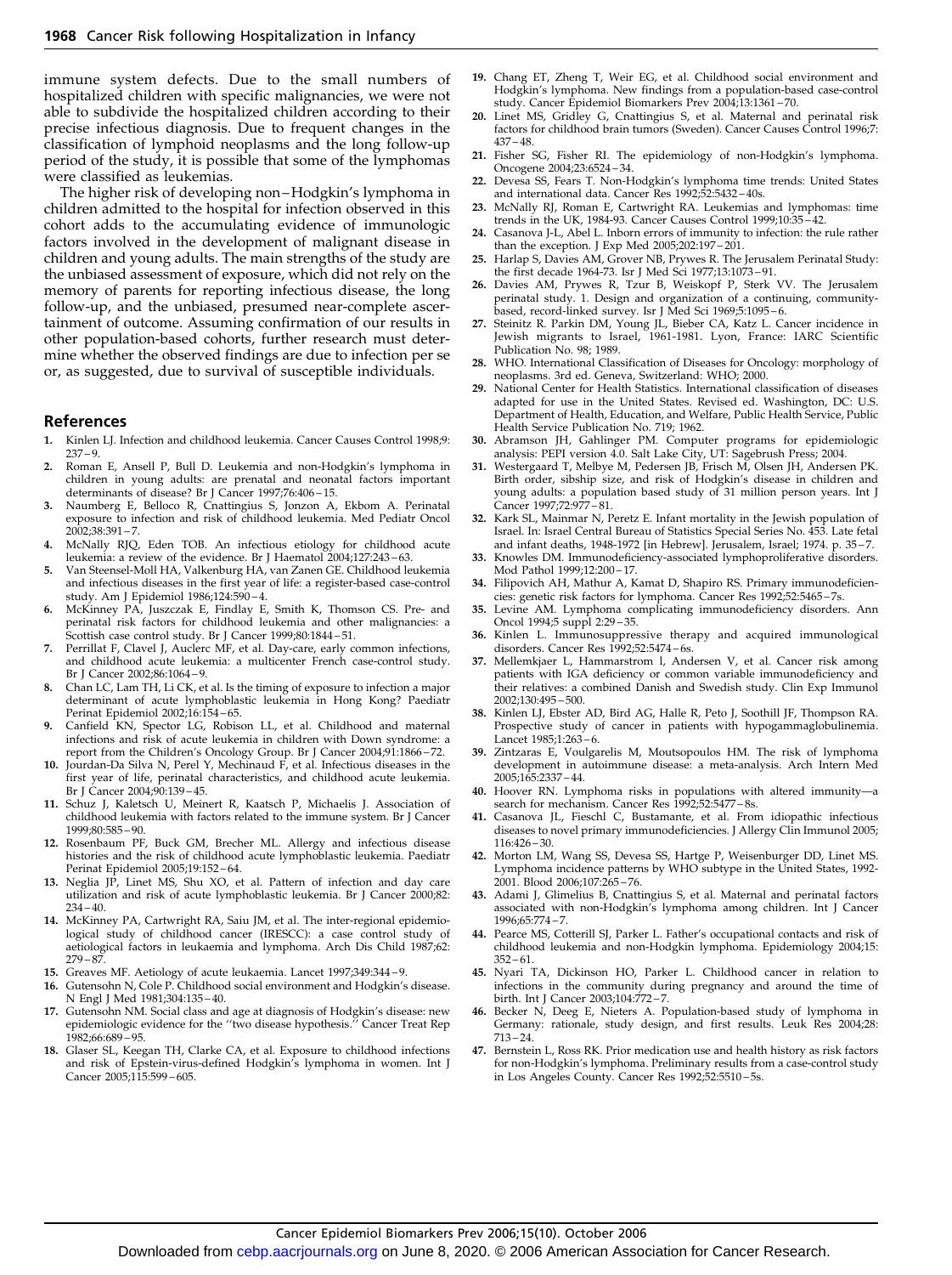immune system defects. Due to the small numbers of hospitalized children with specific malignancies, we were not able to subdivide the hospitalized children according to their precise infectious diagnosis. Due to frequent changes in the classification of lymphoid neoplasms and the long follow-up period of the study, it is possible that some of the lymphomas were classified as leukemias.

The higher risk of developing non–Hodgkin's lymphoma in children admitted to the hospital for infection observed in this cohort adds to the accumulating evidence of immunologic factors involved in the development of malignant disease in children and young adults. The main strengths of the study are the unbiased assessment of exposure, which did not rely on the memory of parents for reporting infectious disease, the long follow-up, and the unbiased, presumed near-complete ascertainment of outcome. Assuming confirmation of our results in other population-based cohorts, further research must determine whether the observed findings are due to infection per se or, as suggested, due to survival of susceptible individuals.

## References

1. Kinlen LJ. Infection and childhood leukemia. Cancer Causes Control 1998;9: 237–9.
2. Roman E, Ansell P, Bull D. Leukemia and non-Hodgkin's lymphoma in children in young adults: are prenatal and neonatal factors important determinants of disease? Br J Cancer 1997;76:406–15.
3. Naumberg E, Belloco R, Cnattingius S, Jonzon A, Ekbom A. Perinatal exposure to infection and risk of childhood leukemia. Med Pediatr Oncol 2002;38:391–7.
4. McNally RJQ, Eden TOB. An infectious etiology for childhood acute leukemia: a review of the evidence. Br J Haematol 2004;127:243–63.
5. Van Steensel-Moll HA, Valkenburg HA, van Zanen GE. Childhood leukemia and infectious diseases in the first year of life: a register-based case-control study. Am J Epidemiol 1986;124:590–4.
6. McKinney PA, Juszczak E, Findlay E, Smith K, Thomson CS. Pre- and perinatal risk factors for childhood leukemia and other malignancies: a Scottish case control study. Br J Cancer 1999;80:1844–51.
7. Perrillat F, Clavel J, Auclerc MF, et al. Day-care, early common infections, and childhood acute leukemia: a multicenter French case-control study. Br J Cancer 2002;86:1064–9.
8. Chan LC, Lam TH, Li CK, et al. Is the timing of exposure to infection a major determinant of acute lymphoblastic leukemia in Hong Kong? Paediatr Perinat Epidemiol 2002;16:154–65.
9. Canfield KN, Spector LG, Robison LL, et al. Childhood and maternal infections and risk of acute leukemia in children with Down syndrome: a report from the Children's Oncology Group. Br J Cancer 2004;91:1866–72.
10. Jourdan-Da Silva N, Perel Y, Mechinaud F, et al. Infectious diseases in the first year of life, perinatal characteristics, and childhood acute leukemia. Br J Cancer 2004;90:139–45.
11. Schuz J, Kaletsch U, Meinert R, Kaatsch P, Michaelis J. Association of childhood leukemia with factors related to the immune system. Br J Cancer 1999;80:585–90.
12. Rosenbaum PF, Buck GM, Brecher ML. Allergy and infectious disease histories and the risk of childhood acute lymphoblastic leukemia. Paediatr Perinat Epidemiol 2005;19:152–64.
13. Neglia JP, Linet MS, Shu XO, et al. Pattern of infection and day care utilization and risk of acute lymphoblastic leukemia. Br J Cancer 2000;82: 234–40.
14. McKinney PA, Cartwright RA, Saiu JM, et al. The inter-regional epidemiological study of childhood cancer (IRESCC): a case control study of aetiological factors in leukaemia and lymphoma. Arch Dis Child 1987;62: 279–87.
15. Greaves MF. Aetiology of acute leukaemia. Lancet 1997;349:344–9.
16. Gutensohn N, Cole P. Childhood social environment and Hodgkin's disease. N Engl J Med 1981;304:135–40.
17. Gutensohn NM. Social class and age at diagnosis of Hodgkin's disease: new epidemiologic evidence for the "two disease hypothesis." Cancer Treat Rep 1982;66:689–95.
18. Glaser SL, Keegan TH, Clarke CA, et al. Exposure to childhood infections and risk of Epstein-Barr-virus-defined Hodgkin's lymphoma in women. Int J Cancer 2005;115:599–605.
19. Chang ET, Zheng T, Weir EG, et al. Childhood social environment and Hodgkin's lymphoma. New findings from a population-based case-control study. Cancer Epidemiol Biomarkers Prev 2004;13:1361–70.
20. Linet MS, Gridley G, Cnattingius S, et al. Maternal and perinatal risk factors for childhood brain tumors (Sweden). Cancer Causes Control 1996;7: 437–48.
21. Fisher SG, Fisher RI. The epidemiology of non-Hodgkin's lymphoma. Oncogene 2004;23:6524–34.
22. Devesa SS, Fears T. Non-Hodgkin's lymphoma time trends: United States and international data. Cancer Res 1992;52:5432–40s.
23. McNally RJ, Roman E, Cartwright RA. Leukemias and lymphomas: time trends in the UK, 1984-93. Cancer Causes Control 1999;10:35–42.
24. Casanova J-L, Abel L. Inborn errors of immunity to infection: the rule rather than the exception. J Exp Med 2005;202:197–201.
25. Harlap S, Davies AM, Grover NB, Prywes R. The Jerusalem Perinatal Study: the first decade 1964-73. Isr J Med Sci 1977;13:1073–91.
26. Davies AM, Prywes R, Tzur B, Weiskopf P, Sterk VV. The Jerusalem perinatal study. 1. Design and organization of a continuing, community-based, record-linked survey. Isr J Med Sci 1969;5:1095–6.
27. Steinitz R. Parkin DM, Young JL, Bieber CA, Katz L. Cancer incidence in Jewish migrants to Israel, 1961-1981. Lyon, France: IARC Scientific Publication No. 98; 1989.
28. WHO. International Classification of Diseases for Oncology: morphology of neoplasms. 3rd ed. Geneva, Switzerland: WHO; 2000.
29. National Center for Health Statistics. International classification of diseases adapted for use in the United States. Revised ed. Washington, DC: U.S. Department of Health, Education, and Welfare, Public Health Service, Public Health Service Publication No. 719; 1962.
30. Abramson JH, Gahlinger PM. Computer programs for epidemiologic analysis: PEPI version 4.0. Salt Lake City, UT: Sagebrush Press; 2004.
31. Westergaard T, Melbye M, Pedersen JB, Frisch M, Olsen JH, Andersen PK. Birth order, sibship size, and risk of Hodgkin's disease in children and young adults: a population based study of 31 million person years. Int J Cancer 1997;72:977–81.
32. Kark SL, Mainmar N, Peretz E. Infant mortality in the Jewish population of Israel. In: Israel Central Bureau of Statistics Special Series No. 453. Late fetal and infant deaths, 1948-1972 [in Hebrew]. Jerusalem, Israel; 1974. p. 35–7.
33. Knowles DM. Immunodeficiency-associated lymphoproliferative disorders. Mod Pathol 1999;12:200–17.
34. Filipovich AH, Mathur A, Kamat D, Shapiro RS. Primary immunodeficiencies: genetic risk factors for lymphoma. Cancer Res 1992;52:5465–7s.
35. Levine AM. Lymphoma complicating immunodeficiency disorders. Ann Oncol 1994;5 suppl 2:29–35.
36. Kinlen L. Immunosuppressive therapy and acquired immunological disorders. Cancer Res 1992;52:5474–6s.
37. Mellemkjaer L, Hammarstrom l, Andersen V, et al. Cancer risk among patients with IGA deficiency or common variable immunodeficiency and their relatives: a combined Danish and Swedish study. Clin Exp Immunol 2002;130:495–500.
38. Kinlen LJ, Ebster AD, Bird AG, Halle R, Peto J, Soothill JF, Thompson RA. Prospective study of cancer in patients with hypogammaglobulinemia. Lancet 1985;1:263–6.
39. Zintzaras E, Voulgarelis M, Moutsopoulos HM. The risk of lymphoma development in autoimmune disease: a meta-analysis. Arch Intern Med 2005;165:2337–44.
40. Hoover RN. Lymphoma risks in populations with altered immunity—a search for mechanism. Cancer Res 1992;52:5477–8s.
41. Casanova JL, Fieschl C, Bustamante, et al. From idiopathic infectious diseases to novel primary immunodeficiencies. J Allergy Clin Immunol 2005; 116:426–30.
42. Morton LM, Wang SS, Devesa SS, Hartge P, Weisenburger DD, Linet MS. Lymphoma incidence patterns by WHO subtype in the United States, 1992-2001. Blood 2006;107:265–76.
43. Adami J, Glimelius B, Cnattingius S, et al. Maternal and perinatal factors associated with non-Hodgkin's lymphoma among children. Int J Cancer 1996;65:774–7.
44. Pearce MS, Cotterill SJ, Parker L. Father's occupational contacts and risk of childhood leukemia and non-Hodgkin lymphoma. Epidemiology 2004;15: 352–61.
45. Nyari TA, Dickinson HO, Parker L. Childhood cancer in relation to infections in the community during pregnancy and around the time of birth. Int J Cancer 2003;104:772–7.
46. Becker N, Deeg E, Nieters A. Population-based study of lymphoma in Germany: rationale, study design, and first results. Leuk Res 2004;28: 713–24.
47. Bernstein L, Ross RK. Prior medication use and health history as risk factors for non-Hodgkin's lymphoma. Preliminary results from a case-control study in Los Angeles County. Cancer Res 1992;52:5510–5s.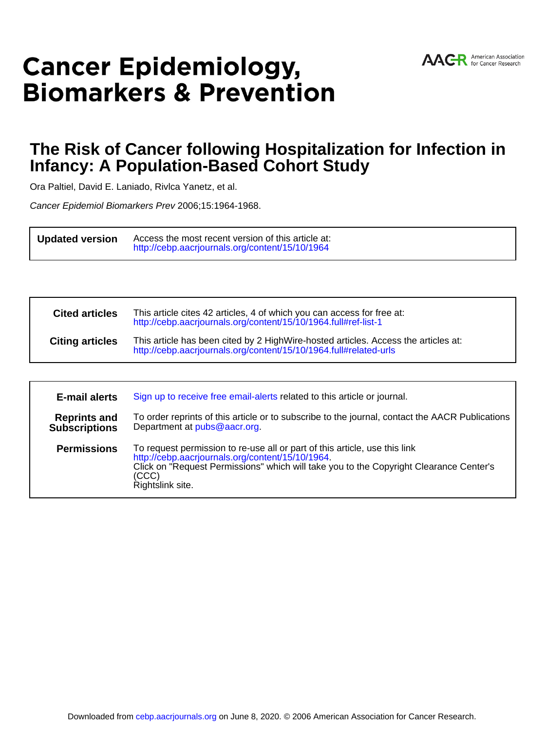# Cancer Epidemiology, Biomarkers & Prevention

AACR American Association for Cancer Research

# The Risk of Cancer following Hospitalization for Infection in Infancy: A Population-Based Cohort Study

Ora Paltiel, David E. Laniado, Rivlca Yanetz, et al.

*Cancer Epidemiol Biomarkers Prev* 2006;15:1964-1968.

| | |
|---|---|
| **Updated version** | Access the most recent version of this article at: http://cebp.aacrjournals.org/content/15/10/1964 |

| | |
|---|---|
| **Cited articles** | This article cites 42 articles, 4 of which you can access for free at: http://cebp.aacrjournals.org/content/15/10/1964.full#ref-list-1 |
| **Citing articles** | This article has been cited by 2 HighWire-hosted articles. Access the articles at: http://cebp.aacrjournals.org/content/15/10/1964.full#related-urls |

| | |
|---|---|
| **E-mail alerts** | Sign up to receive free email-alerts related to this article or journal. |
| **Reprints and Subscriptions** | To order reprints of this article or to subscribe to the journal, contact the AACR Publications Department at pubs@aacr.org. |
| **Permissions** | To request permission to re-use all or part of this article, use this link http://cebp.aacrjournals.org/content/15/10/1964. Click on "Request Permissions" which will take you to the Copyright Clearance Center's (CCC) Rightslink site. |

Downloaded from cebp.aacrjournals.org on June 8, 2020. © 2006 American Association for Cancer Research.